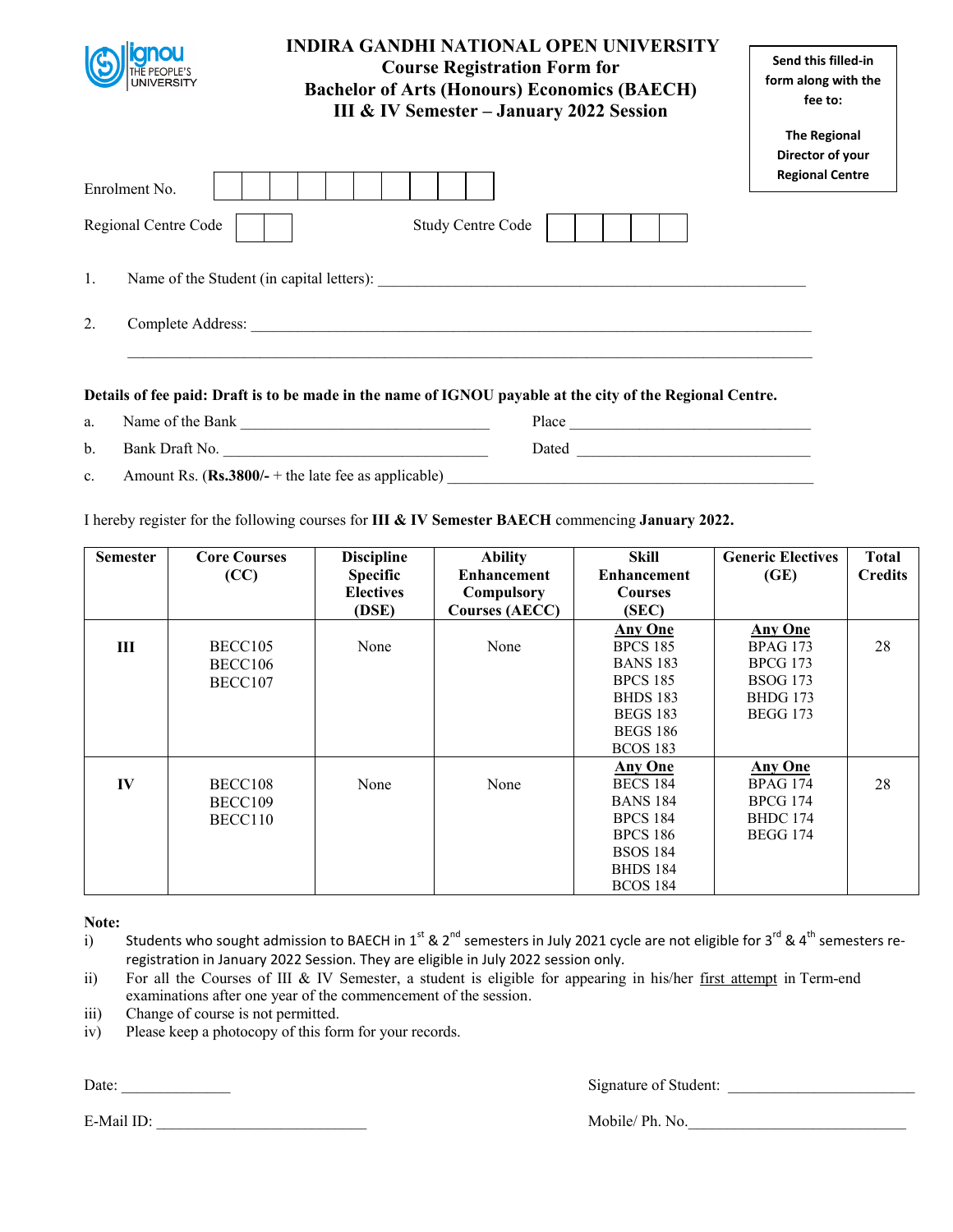# INDIRA GANDHI NATIONAL OPEN UNIVERSITY

## Course Registration Form for Bachelor of Arts (Honours) Economics (BAECH) III & IV Semester – January 2022 Session

**Send this filled-in form along with the fee to:**

**The Regional Director of your Regional Centre**

Enrolment No. [ ][ ][ ][ ][ ][ ][ ][ ][ ][ ]

Regional Centre Code [ ][ ]     Study Centre Code [ ][ ][ ][ ][ ]

1. Name of the Student (in capital letters): ________________________________________

2. Complete Address: ________________________________________

________________________________________

**Details of fee paid: Draft is to be made in the name of IGNOU payable at the city of the Regional Centre.**

a. Name of the Bank ______________________     Place ______________________

b. Bank Draft No. ______________________     Dated ______________________

c. Amount Rs. (**Rs.3800/-** + the late fee as applicable) ______________________

I hereby register for the following courses for **III & IV Semester BAECH** commencing **January 2022.**

| Semester | Core Courses (CC) | Discipline Specific Electives (DSE) | Ability Enhancement Compulsory Courses (AECC) | Skill Enhancement Courses (SEC) | Generic Electives (GE) | Total Credits |
|---|---|---|---|---|---|---|
| **III** | BECC105<br>BECC106<br>BECC107 | None | None | **Any One**<br>BPCS 185<br>BANS 183<br>BPCS 185<br>BHDS 183<br>BEGS 183<br>BEGS 186<br>BCOS 183 | **Any One**<br>BPAG 173<br>BPCG 173<br>BSOG 173<br>BHDG 173<br>BEGG 173 | 28 |
| **IV** | BECC108<br>BECC109<br>BECC110 | None | None | **Any One**<br>BECS 184<br>BANS 184<br>BPCS 184<br>BPCS 186<br>BSOS 184<br>BHDS 184<br>BCOS 184 | **Any One**<br>BPAG 174<br>BPCG 174<br>BHDC 174<br>BEGG 174 | 28 |

**Note:**

i) Students who sought admission to BAECH in 1st & 2nd semesters in July 2021 cycle are not eligible for 3rd & 4th semesters re-registration in January 2022 Session. They are eligible in July 2022 session only.

ii) For all the Courses of III & IV Semester, a student is eligible for appearing in his/her first attempt in Term-end examinations after one year of the commencement of the session.

iii) Change of course is not permitted.

iv) Please keep a photocopy of this form for your records.

Date: ______________     Signature of Student: ______________________

E-Mail ID: ______________________     Mobile/ Ph. No. ______________________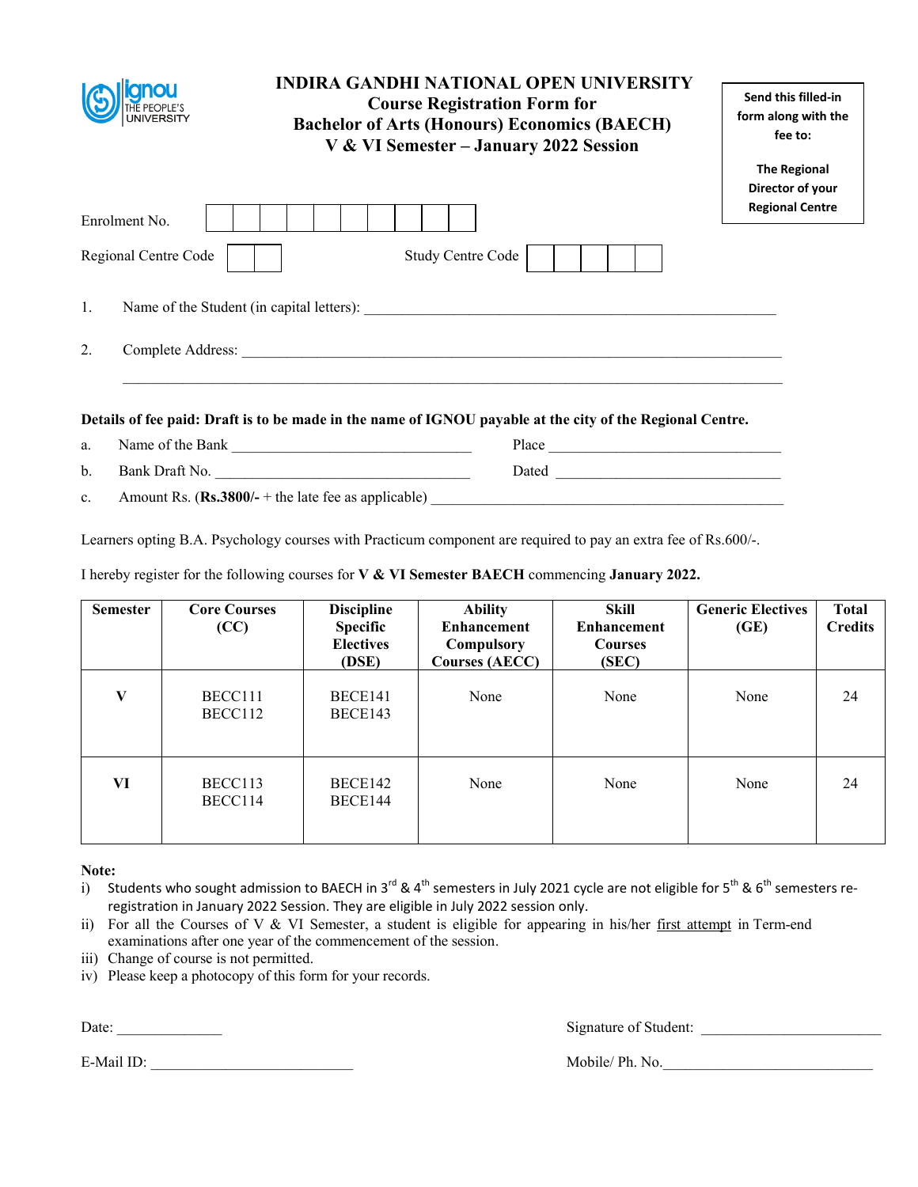# INDIRA GANDHI NATIONAL OPEN UNIVERSITY

## Course Registration Form for Bachelor of Arts (Honours) Economics (BAECH) V & VI Semester – January 2022 Session

**Send this filled-in form along with the fee to:**

**The Regional Director of your Regional Centre**

Enrolment No. | | | | | | | | | | |

Regional Centre Code | | |     Study Centre Code | | | | | |

1. Name of the Student (in capital letters): ______________________________

2. Complete Address: ______________________________

______________________________

**Details of fee paid: Draft is to be made in the name of IGNOU payable at the city of the Regional Centre.**

a. Name of the Bank ______________________ Place ______________________

b. Bank Draft No. ______________________ Dated ______________________

c. Amount Rs. (**Rs.3800/-** + the late fee as applicable) ______________________

Learners opting B.A. Psychology courses with Practicum component are required to pay an extra fee of Rs.600/-.

I hereby register for the following courses for **V & VI Semester BAECH** commencing **January 2022.**

| Semester | Core Courses (CC) | Discipline Specific Electives (DSE) | Ability Enhancement Compulsory Courses (AECC) | Skill Enhancement Courses (SEC) | Generic Electives (GE) | Total Credits |
|---|---|---|---|---|---|---|
| **V** | BECC111<br>BECC112 | BECE141<br>BECE143 | None | None | None | 24 |
| **VI** | BECC113<br>BECC114 | BECE142<br>BECE144 | None | None | None | 24 |

**Note:**

i) Students who sought admission to BAECH in 3rd & 4th semesters in July 2021 cycle are not eligible for 5th & 6th semesters re-registration in January 2022 Session. They are eligible in July 2022 session only.

ii) For all the Courses of V & VI Semester, a student is eligible for appearing in his/her first attempt in Term-end examinations after one year of the commencement of the session.

iii) Change of course is not permitted.

iv) Please keep a photocopy of this form for your records.

Date: ______________     Signature of Student: ______________________

E-Mail ID: ______________________     Mobile/ Ph. No.______________________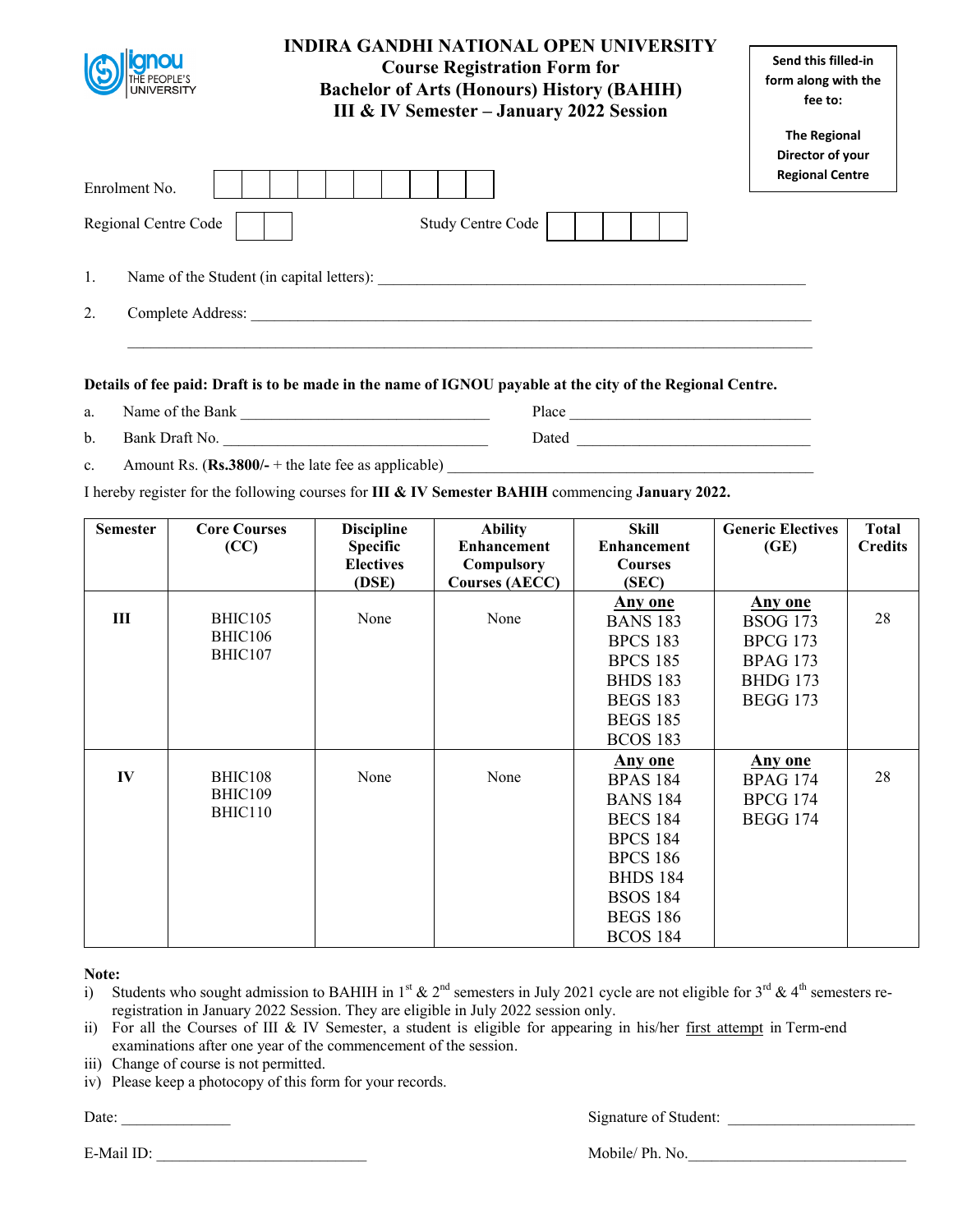# INDIRA GANDHI NATIONAL OPEN UNIVERSITY

## Course Registration Form for Bachelor of Arts (Honours) History (BAHIH) III & IV Semester – January 2022 Session

**Send this filled-in form along with the fee to:**

**The Regional Director of your Regional Centre**

Enrolment No. [ ][ ][ ][ ][ ][ ][ ][ ][ ][ ]

Regional Centre Code [ ][ ] Study Centre Code [ ][ ][ ][ ][ ]

1. Name of the Student (in capital letters): ______________________________________________________

2. Complete Address: ____________________________________________________________________

______________________________________________________________________________________

**Details of fee paid: Draft is to be made in the name of IGNOU payable at the city of the Regional Centre.**

a. Name of the Bank _______________________________ Place _______________________________

b. Bank Draft No. _______________________________ Dated _______________________________

c. Amount Rs. (**Rs.3800/-** + the late fee as applicable) _____________________________________________

I hereby register for the following courses for **III & IV Semester BAHIH** commencing **January 2022.**

| Semester | Core Courses (CC) | Discipline Specific Electives (DSE) | Ability Enhancement Compulsory Courses (AECC) | Skill Enhancement Courses (SEC) | Generic Electives (GE) | Total Credits |
|---|---|---|---|---|---|---|
| III | BHIC105<br>BHIC106<br>BHIC107 | None | None | <u>**Any one**</u><br>BANS 183<br>BPCS 183<br>BPCS 185<br>BHDS 183<br>BEGS 183<br>BEGS 185<br>BCOS 183 | <u>**Any one**</u><br>BSOG 173<br>BPCG 173<br>BPAG 173<br>BHDG 173<br>BEGG 173 | 28 |
| IV | BHIC108<br>BHIC109<br>BHIC110 | None | None | <u>**Any one**</u><br>BPAS 184<br>BANS 184<br>BECS 184<br>BPCS 184<br>BPCS 186<br>BHDS 184<br>BSOS 184<br>BEGS 186<br>BCOS 184 | <u>**Any one**</u><br>BPAG 174<br>BPCG 174<br>BEGG 174 | 28 |

**Note:**

i) Students who sought admission to BAHIH in 1st & 2nd semesters in July 2021 cycle are not eligible for 3rd & 4th semesters re-registration in January 2022 Session. They are eligible in July 2022 session only.

ii) For all the Courses of III & IV Semester, a student is eligible for appearing in his/her <u>first attempt</u> in Term-end examinations after one year of the commencement of the session.

iii) Change of course is not permitted.

iv) Please keep a photocopy of this form for your records.

Date: ______________ Signature of Student: ________________________

E-Mail ID: ___________________________ Mobile/ Ph. No.___________________________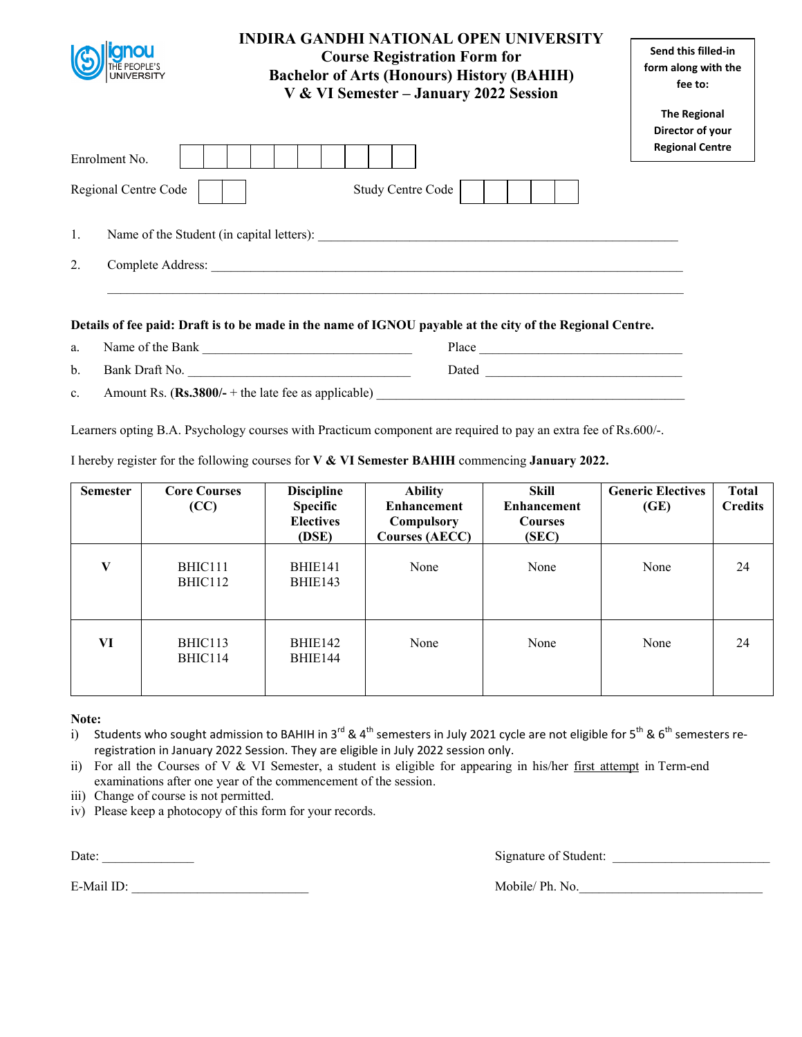# INDIRA GANDHI NATIONAL OPEN UNIVERSITY

## Course Registration Form for Bachelor of Arts (Honours) History (BAHIH) V & VI Semester – January 2022 Session

**Send this filled-in form along with the fee to:**

**The Regional Director of your Regional Centre**

Enrolment No. | | | | | | | | | | |

Regional Centre Code | | |        Study Centre Code | | | | | |

1. Name of the Student (in capital letters): ______________________________________________

2. Complete Address: ______________________________________________________________

______________________________________________________________________________

**Details of fee paid: Draft is to be made in the name of IGNOU payable at the city of the Regional Centre.**

a. Name of the Bank ____________________________ Place ____________________________

b. Bank Draft No. ____________________________ Dated ____________________________

c. Amount Rs. (**Rs.3800/-** + the late fee as applicable) ____________________________________________

Learners opting B.A. Psychology courses with Practicum component are required to pay an extra fee of Rs.600/-.

I hereby register for the following courses for **V & VI Semester BAHIH** commencing **January 2022.**

| Semester | Core Courses (CC) | Discipline Specific Electives (DSE) | Ability Enhancement Compulsory Courses (AECC) | Skill Enhancement Courses (SEC) | Generic Electives (GE) | Total Credits |
|---|---|---|---|---|---|---|
| **V** | BHIC111<br>BHIC112 | BHIE141<br>BHIE143 | None | None | None | 24 |
| **VI** | BHIC113<br>BHIC114 | BHIE142<br>BHIE144 | None | None | None | 24 |

**Note:**

i) Students who sought admission to BAHIH in 3rd & 4th semesters in July 2021 cycle are not eligible for 5th & 6th semesters re-registration in January 2022 Session. They are eligible in July 2022 session only.

ii) For all the Courses of V & VI Semester, a student is eligible for appearing in his/her first attempt in Term-end examinations after one year of the commencement of the session.

iii) Change of course is not permitted.

iv) Please keep a photocopy of this form for your records.

Date: ______________        Signature of Student: ________________________

E-Mail ID: __________________________        Mobile/ Ph. No.____________________________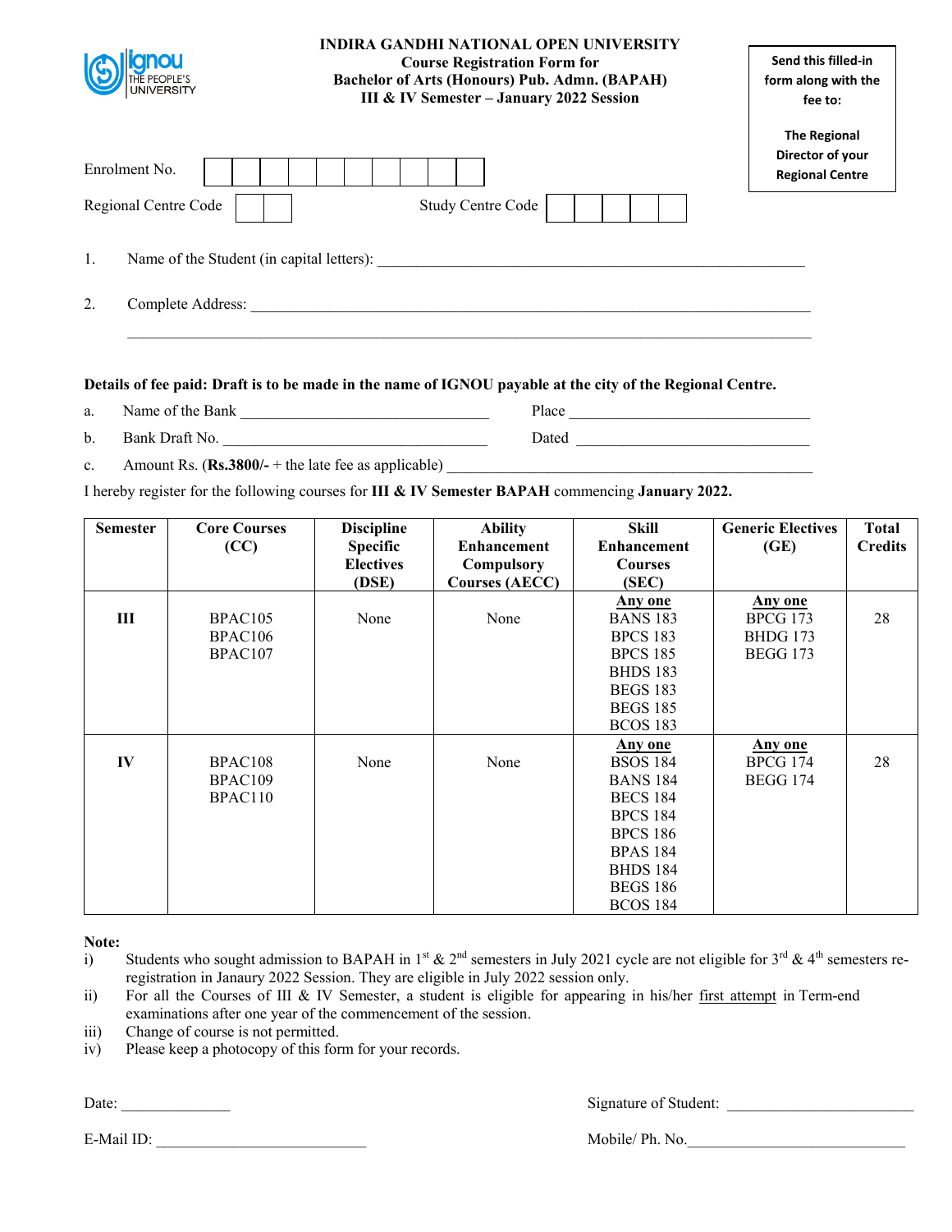# INDIRA GANDHI NATIONAL OPEN UNIVERSITY

**Course Registration Form for**
**Bachelor of Arts (Honours) Pub. Admn. (BAPAH)**
**III & IV Semester – January 2022 Session**

**Send this filled-in form along with the fee to:**

**The Regional Director of your Regional Centre**

Enrolment No. | | | | | | | | | | |

Regional Centre Code | | |     Study Centre Code | | | | | |

1. Name of the Student (in capital letters): ________________________________________________

2. Complete Address: ______________________________________________________________

______________________________________________________________________________

**Details of fee paid: Draft is to be made in the name of IGNOU payable at the city of the Regional Centre.**

a. Name of the Bank ______________________________ Place ______________________________

b. Bank Draft No. ______________________________ Dated ______________________________

c. Amount Rs. (**Rs.3800/-** + the late fee as applicable) ___________________________________________

I hereby register for the following courses for **III & IV Semester BAPAH** commencing **January 2022.**

| Semester | Core Courses (CC) | Discipline Specific Electives (DSE) | Ability Enhancement Compulsory Courses (AECC) | Skill Enhancement Courses (SEC) | Generic Electives (GE) | Total Credits |
|---|---|---|---|---|---|---|
| **III** | BPAC105<br>BPAC106<br>BPAC107 | None | None | **<u>Any one</u>**<br>BANS 183<br>BPCS 183<br>BPCS 185<br>BHDS 183<br>BEGS 183<br>BEGS 185<br>BCOS 183 | **<u>Any one</u>**<br>BPCG 173<br>BHDG 173<br>BEGG 173 | 28 |
| **IV** | BPAC108<br>BPAC109<br>BPAC110 | None | None | **<u>Any one</u>**<br>BSOS 184<br>BANS 184<br>BECS 184<br>BPCS 184<br>BPCS 186<br>BPAS 184<br>BHDS 184<br>BEGS 186<br>BCOS 184 | **<u>Any one</u>**<br>BPCG 174<br>BEGG 174 | 28 |

**Note:**

i) Students who sought admission to BAPAH in 1st & 2nd semesters in July 2021 cycle are not eligible for 3rd & 4th semesters re-registration in Janaury 2022 Session. They are eligible in July 2022 session only.

ii) For all the Courses of III & IV Semester, a student is eligible for appearing in his/her <u>first attempt</u> in Term-end examinations after one year of the commencement of the session.

iii) Change of course is not permitted.

iv) Please keep a photocopy of this form for your records.

Date: ______________     Signature of Student: ________________________

E-Mail ID: ___________________________     Mobile/ Ph. No.___________________________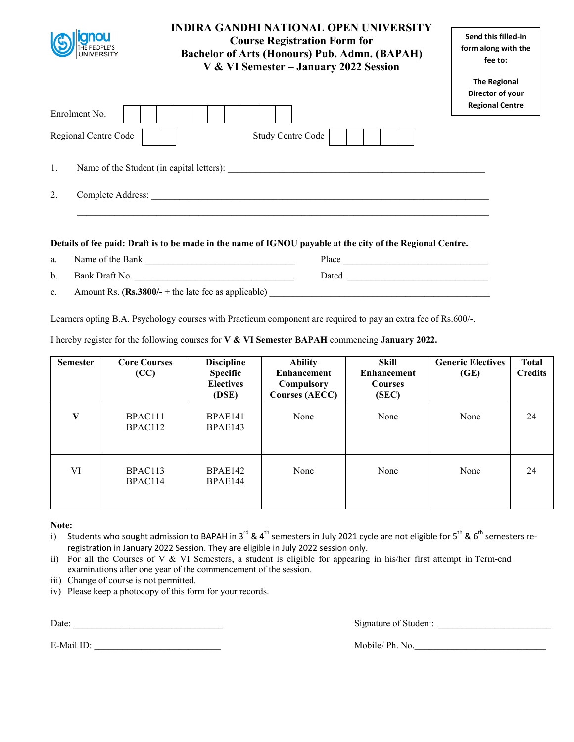# INDIRA GANDHI NATIONAL OPEN UNIVERSITY

## Course Registration Form for Bachelor of Arts (Honours) Pub. Admn. (BAPAH) V & VI Semester – January 2022 Session

**Send this filled-in form along with the fee to:**

**The Regional Director of your Regional Centre**

Enrolment No. | | | | | | | | | | |

Regional Centre Code | | | Study Centre Code | | | | | |

1. Name of the Student (in capital letters): ____________________________________________

2. Complete Address: ____________________________________________________________
   ____________________________________________________________

**Details of fee paid: Draft is to be made in the name of IGNOU payable at the city of the Regional Centre.**

a. Name of the Bank ______________________________ Place ______________________________

b. Bank Draft No. ______________________________ Dated ______________________________

c. Amount Rs. (**Rs.3800/-** + the late fee as applicable) ______________________________

Learners opting B.A. Psychology courses with Practicum component are required to pay an extra fee of Rs.600/-.

I hereby register for the following courses for **V & VI Semester BAPAH** commencing **January 2022.**

| Semester | Core Courses (CC) | Discipline Specific Electives (DSE) | Ability Enhancement Compulsory Courses (AECC) | Skill Enhancement Courses (SEC) | Generic Electives (GE) | Total Credits |
|---|---|---|---|---|---|---|
| **V** | BPAC111<br>BPAC112 | BPAE141<br>BPAE143 | None | None | None | 24 |
| VI | BPAC113<br>BPAC114 | BPAE142<br>BPAE144 | None | None | None | 24 |

**Note:**

i) Students who sought admission to BAPAH in 3rd & 4th semesters in July 2021 cycle are not eligible for 5th & 6th semesters re-registration in January 2022 Session. They are eligible in July 2022 session only.

ii) For all the Courses of V & VI Semesters, a student is eligible for appearing in his/her first attempt in Term-end examinations after one year of the commencement of the session.

iii) Change of course is not permitted.

iv) Please keep a photocopy of this form for your records.

Date: ______________________________ Signature of Student: ______________________________

E-Mail ID: ______________________________ Mobile/ Ph. No.______________________________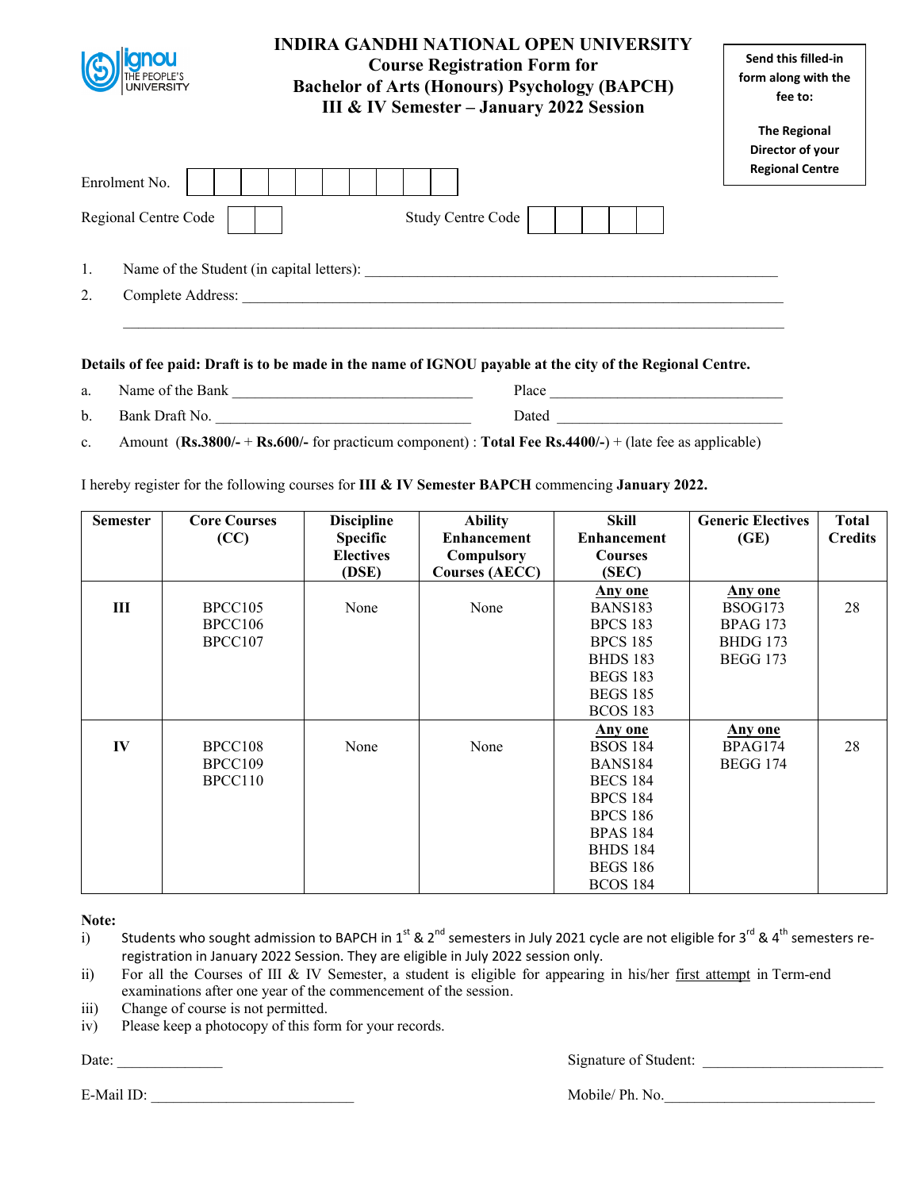# INDIRA GANDHI NATIONAL OPEN UNIVERSITY

## Course Registration Form for Bachelor of Arts (Honours) Psychology (BAPCH) III & IV Semester – January 2022 Session

**Send this filled-in form along with the fee to:**

**The Regional Director of your Regional Centre**

Enrolment No. | | | | | | | | | | |

Regional Centre Code | | | Study Centre Code | | | | | |

1. Name of the Student (in capital letters): ____________________________________________________

2. Complete Address: ________________________________________________________________________

________________________________________________________________________

**Details of fee paid: Draft is to be made in the name of IGNOU payable at the city of the Regional Centre.**

a. Name of the Bank _____________________________ Place _____________________________

b. Bank Draft No. _______________________________ Dated _____________________________

c. Amount (**Rs.3800/-** + **Rs.600/-** for practicum component) : **Total Fee Rs.4400/-**) + (late fee as applicable)

I hereby register for the following courses for **III & IV Semester BAPCH** commencing **January 2022.**

| Semester | Core Courses (CC) | Discipline Specific Electives (DSE) | Ability Enhancement Compulsory Courses (AECC) | Skill Enhancement Courses (SEC) | Generic Electives (GE) | Total Credits |
|---|---|---|---|---|---|---|
| III | BPCC105<br>BPCC106<br>BPCC107 | None | None | <u>Any one</u><br>BANS183<br>BPCS 183<br>BPCS 185<br>BHDS 183<br>BEGS 183<br>BEGS 185<br>BCOS 183 | <u>Any one</u><br>BSOG173<br>BPAG 173<br>BHDG 173<br>BEGG 173 | 28 |
| IV | BPCC108<br>BPCC109<br>BPCC110 | None | None | <u>Any one</u><br>BSOS 184<br>BANS184<br>BECS 184<br>BPCS 184<br>BPCS 186<br>BPAS 184<br>BHDS 184<br>BEGS 186<br>BCOS 184 | <u>Any one</u><br>BPAG174<br>BEGG 174 | 28 |

**Note:**

i) Students who sought admission to BAPCH in 1st & 2nd semesters in July 2021 cycle are not eligible for 3rd & 4th semesters re-registration in January 2022 Session. They are eligible in July 2022 session only.

ii) For all the Courses of III & IV Semester, a student is eligible for appearing in his/her <u>first attempt</u> in Term-end examinations after one year of the commencement of the session.

iii) Change of course is not permitted.

iv) Please keep a photocopy of this form for your records.

Date: ______________ Signature of Student: ________________________

E-Mail ID: ___________________________ Mobile/ Ph. No.____________________________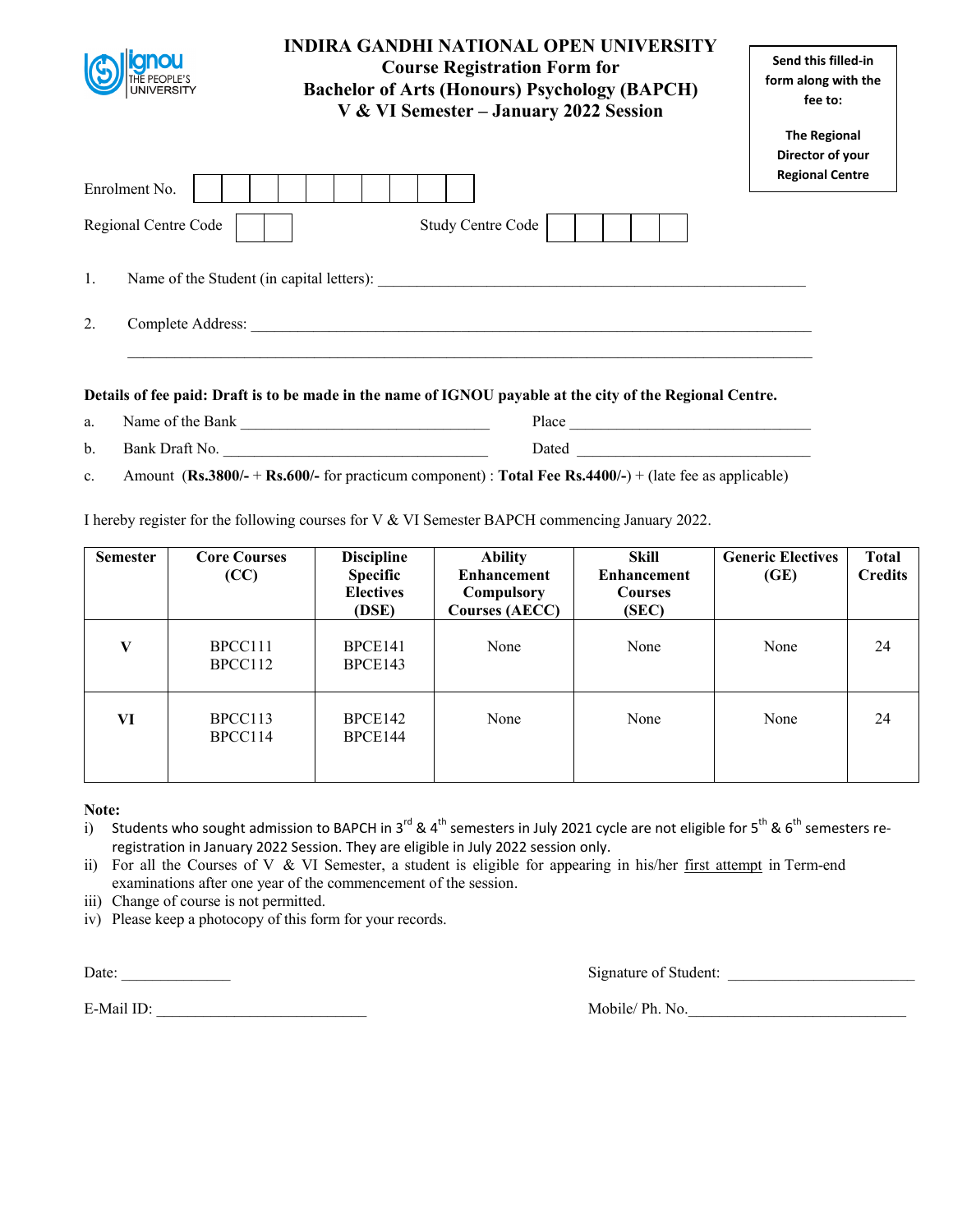# INDIRA GANDHI NATIONAL OPEN UNIVERSITY
## Course Registration Form for Bachelor of Arts (Honours) Psychology (BAPCH) V & VI Semester – January 2022 Session

**Send this filled-in form along with the fee to:**

**The Regional Director of your Regional Centre**

Enrolment No. | | | | | | | | | | |

Regional Centre Code | | |    Study Centre Code | | | | | |

1. Name of the Student (in capital letters): ____________________________________________

2. Complete Address: ____________________________________________
   ____________________________________________

**Details of fee paid: Draft is to be made in the name of IGNOU payable at the city of the Regional Centre.**

a. Name of the Bank ______________________ Place ______________________

b. Bank Draft No. ______________________ Dated ______________________

c. Amount (**Rs.3800/-** + **Rs.600/-** for practicum component) : **Total Fee Rs.4400/-**) + (late fee as applicable)

I hereby register for the following courses for V & VI Semester BAPCH commencing January 2022.

| Semester | Core Courses (CC) | Discipline Specific Electives (DSE) | Ability Enhancement Compulsory Courses (AECC) | Skill Enhancement Courses (SEC) | Generic Electives (GE) | Total Credits |
|---|---|---|---|---|---|---|
| **V** | BPCC111<br>BPCC112 | BPCE141<br>BPCE143 | None | None | None | 24 |
| **VI** | BPCC113<br>BPCC114 | BPCE142<br>BPCE144 | None | None | None | 24 |

**Note:**

i) Students who sought admission to BAPCH in 3rd & 4th semesters in July 2021 cycle are not eligible for 5th & 6th semesters re-registration in January 2022 Session. They are eligible in July 2022 session only.

ii) For all the Courses of V & VI Semester, a student is eligible for appearing in his/her first attempt in Term-end examinations after one year of the commencement of the session.

iii) Change of course is not permitted.

iv) Please keep a photocopy of this form for your records.

Date: ______________    Signature of Student: ______________________

E-Mail ID: ______________________    Mobile/ Ph. No.______________________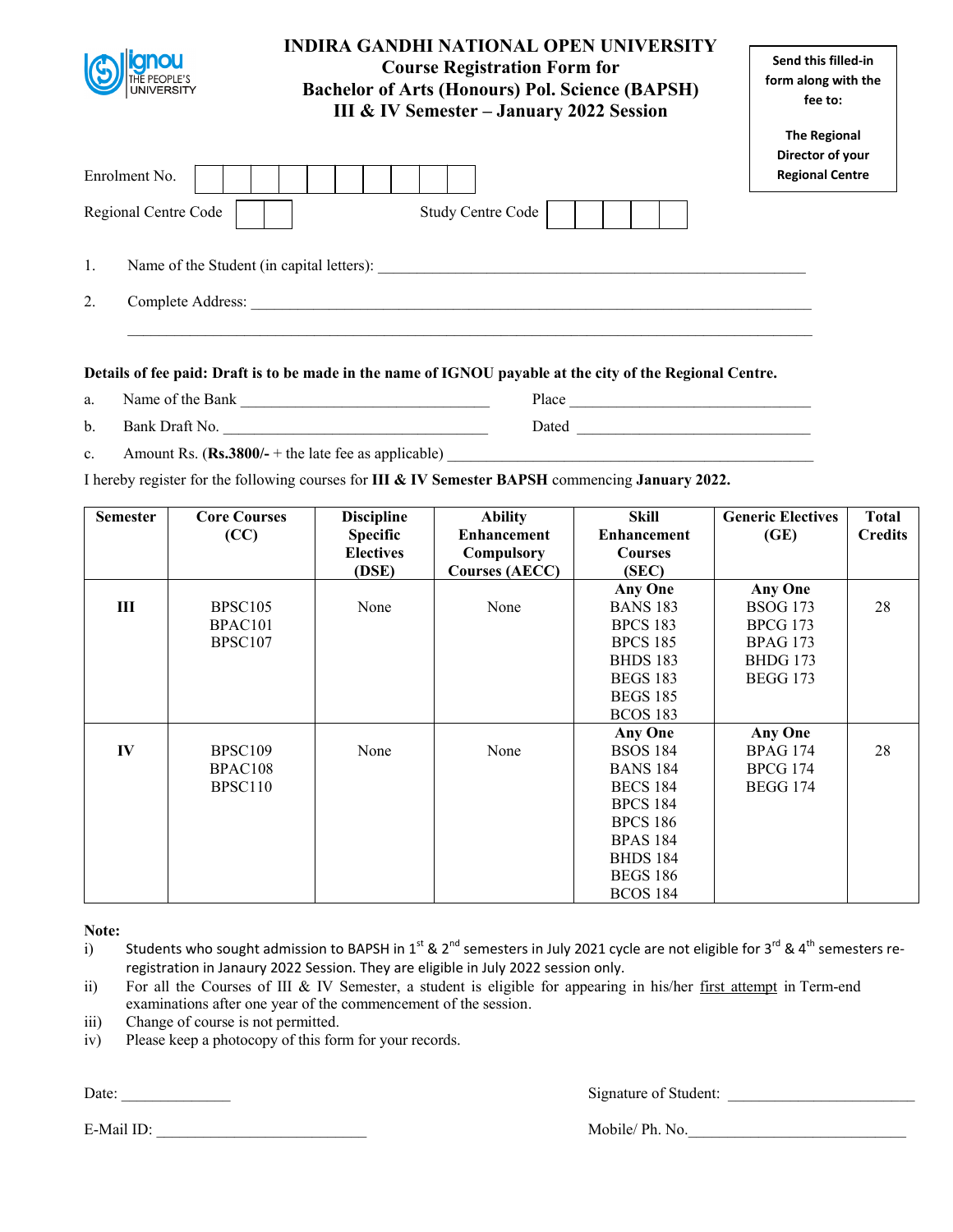# INDIRA GANDHI NATIONAL OPEN UNIVERSITY

## Course Registration Form for Bachelor of Arts (Honours) Pol. Science (BAPSH) III & IV Semester – January 2022 Session

**Send this filled-in form along with the fee to:**

**The Regional Director of your Regional Centre**

Enrolment No. | | | | | | | | | | |

Regional Centre Code | | |  Study Centre Code | | | | | |

1. Name of the Student (in capital letters): ____________________________________________

2. Complete Address: ____________________________________________________________

____________________________________________________________________________

**Details of fee paid: Draft is to be made in the name of IGNOU payable at the city of the Regional Centre.**

a. Name of the Bank _____________________________ Place _____________________________

b. Bank Draft No. ______________________________ Dated _____________________________

c. Amount Rs. (**Rs.3800/-** + the late fee as applicable) __________________________________

I hereby register for the following courses for **III & IV Semester BAPSH** commencing **January 2022.**

| Semester | Core Courses (CC) | Discipline Specific Electives (DSE) | Ability Enhancement Compulsory Courses (AECC) | Skill Enhancement Courses (SEC) | Generic Electives (GE) | Total Credits |
|---|---|---|---|---|---|---|
| **III** | BPSC105<br>BPAC101<br>BPSC107 | None | None | **Any One**<br>BANS 183<br>BPCS 183<br>BPCS 185<br>BHDS 183<br>BEGS 183<br>BEGS 185<br>BCOS 183 | **Any One**<br>BSOG 173<br>BPCG 173<br>BPAG 173<br>BHDG 173<br>BEGG 173 | 28 |
| **IV** | BPSC109<br>BPAC108<br>BPSC110 | None | None | **Any One**<br>BSOS 184<br>BANS 184<br>BECS 184<br>BPCS 184<br>BPCS 186<br>BPAS 184<br>BHDS 184<br>BEGS 186<br>BCOS 184 | **Any One**<br>BPAG 174<br>BPCG 174<br>BEGG 174 | 28 |

**Note:**

i) Students who sought admission to BAPSH in 1st & 2nd semesters in July 2021 cycle are not eligible for 3rd & 4th semesters re-registration in Janaury 2022 Session. They are eligible in July 2022 session only.

ii) For all the Courses of III & IV Semester, a student is eligible for appearing in his/her first attempt in Term-end examinations after one year of the commencement of the session.

iii) Change of course is not permitted.

iv) Please keep a photocopy of this form for your records.

Date: ______________  Signature of Student: _______________________

E-Mail ID: __________________________  Mobile/ Ph. No.___________________________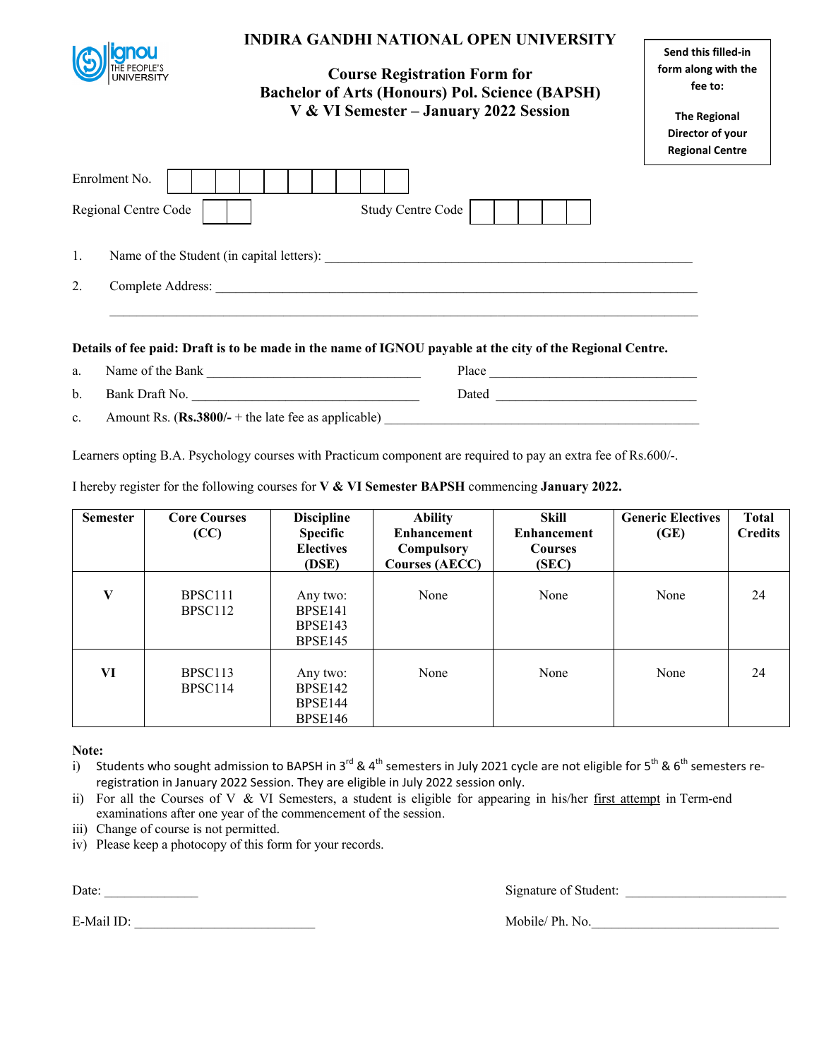# INDIRA GANDHI NATIONAL OPEN UNIVERSITY

## Course Registration Form for Bachelor of Arts (Honours) Pol. Science (BAPSH) V & VI Semester – January 2022 Session

**Send this filled-in form along with the fee to:**

**The Regional Director of your Regional Centre**

Enrolment No. | | | | | | | | | | |

Regional Centre Code | | | Study Centre Code | | | | | |

1. Name of the Student (in capital letters): ____________________________________________

2. Complete Address: ______________________________________________________________

______________________________________________________________________________

**Details of fee paid: Draft is to be made in the name of IGNOU payable at the city of the Regional Centre.**

a. Name of the Bank ____________________________ Place ____________________________

b. Bank Draft No. ______________________________ Dated ____________________________

c. Amount Rs. (**Rs.3800/-** + the late fee as applicable) ______________________________________

Learners opting B.A. Psychology courses with Practicum component are required to pay an extra fee of Rs.600/-.

I hereby register for the following courses for **V & VI Semester BAPSH** commencing **January 2022.**

| Semester | Core Courses (CC) | Discipline Specific Electives (DSE) | Ability Enhancement Compulsory Courses (AECC) | Skill Enhancement Courses (SEC) | Generic Electives (GE) | Total Credits |
|---|---|---|---|---|---|---|
| V | BPSC111<br>BPSC112 | Any two:<br>BPSE141<br>BPSE143<br>BPSE145 | None | None | None | 24 |
| VI | BPSC113<br>BPSC114 | Any two:<br>BPSE142<br>BPSE144<br>BPSE146 | None | None | None | 24 |

**Note:**

i) Students who sought admission to BAPSH in 3rd & 4th semesters in July 2021 cycle are not eligible for 5th & 6th semesters re-registration in January 2022 Session. They are eligible in July 2022 session only.

ii) For all the Courses of V & VI Semesters, a student is eligible for appearing in his/her first attempt in Term-end examinations after one year of the commencement of the session.

iii) Change of course is not permitted.

iv) Please keep a photocopy of this form for your records.

Date: ______________ Signature of Student: ________________________

E-Mail ID: ___________________________ Mobile/ Ph. No.____________________________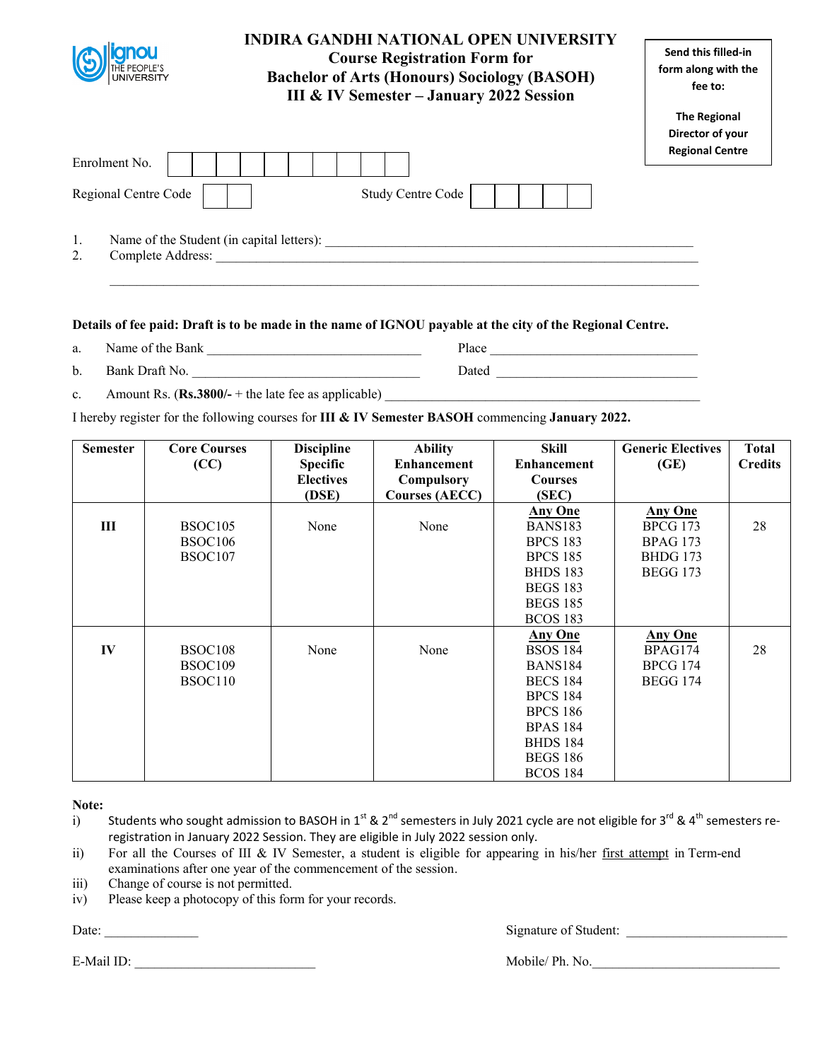# INDIRA GANDHI NATIONAL OPEN UNIVERSITY

## Course Registration Form for Bachelor of Arts (Honours) Sociology (BASOH) III & IV Semester – January 2022 Session

**Send this filled-in form along with the fee to:**

**The Regional Director of your Regional Centre**

Enrolment No. ☐☐☐☐☐☐☐☐☐☐

Regional Centre Code ☐☐ Study Centre Code ☐☐☐☐☐

1. Name of the Student (in capital letters): ______________________________
2. Complete Address: ______________________________

______________________________

**Details of fee paid: Draft is to be made in the name of IGNOU payable at the city of the Regional Centre.**

a. Name of the Bank ______________________ Place ______________________

b. Bank Draft No. ______________________ Dated ______________________

c. Amount Rs. (**Rs.3800/-** + the late fee as applicable) ______________________

I hereby register for the following courses for **III & IV Semester BASOH** commencing **January 2022.**

| Semester | Core Courses (CC) | Discipline Specific Electives (DSE) | Ability Enhancement Compulsory Courses (AECC) | Skill Enhancement Courses (SEC) | Generic Electives (GE) | Total Credits |
|---|---|---|---|---|---|---|
| III | BSOC105<br>BSOC106<br>BSOC107 | None | None | **Any One**<br>BANS183<br>BPCS 183<br>BPCS 185<br>BHDS 183<br>BEGS 183<br>BEGS 185<br>BCOS 183 | **Any One**<br>BPCG 173<br>BPAG 173<br>BHDG 173<br>BEGG 173 | 28 |
| IV | BSOC108<br>BSOC109<br>BSOC110 | None | None | **Any One**<br>BSOS 184<br>BANS184<br>BECS 184<br>BPCS 184<br>BPCS 186<br>BPAS 184<br>BHDS 184<br>BEGS 186<br>BCOS 184 | **Any One**<br>BPAG174<br>BPCG 174<br>BEGG 174 | 28 |

**Note:**

i) Students who sought admission to BASOH in 1st & 2nd semesters in July 2021 cycle are not eligible for 3rd & 4th semesters re-registration in January 2022 Session. They are eligible in July 2022 session only.

ii) For all the Courses of III & IV Semester, a student is eligible for appearing in his/her first attempt in Term-end examinations after one year of the commencement of the session.

iii) Change of course is not permitted.

iv) Please keep a photocopy of this form for your records.

Date: ______________ Signature of Student: ______________________

E-Mail ID: ______________________ Mobile/ Ph. No.______________________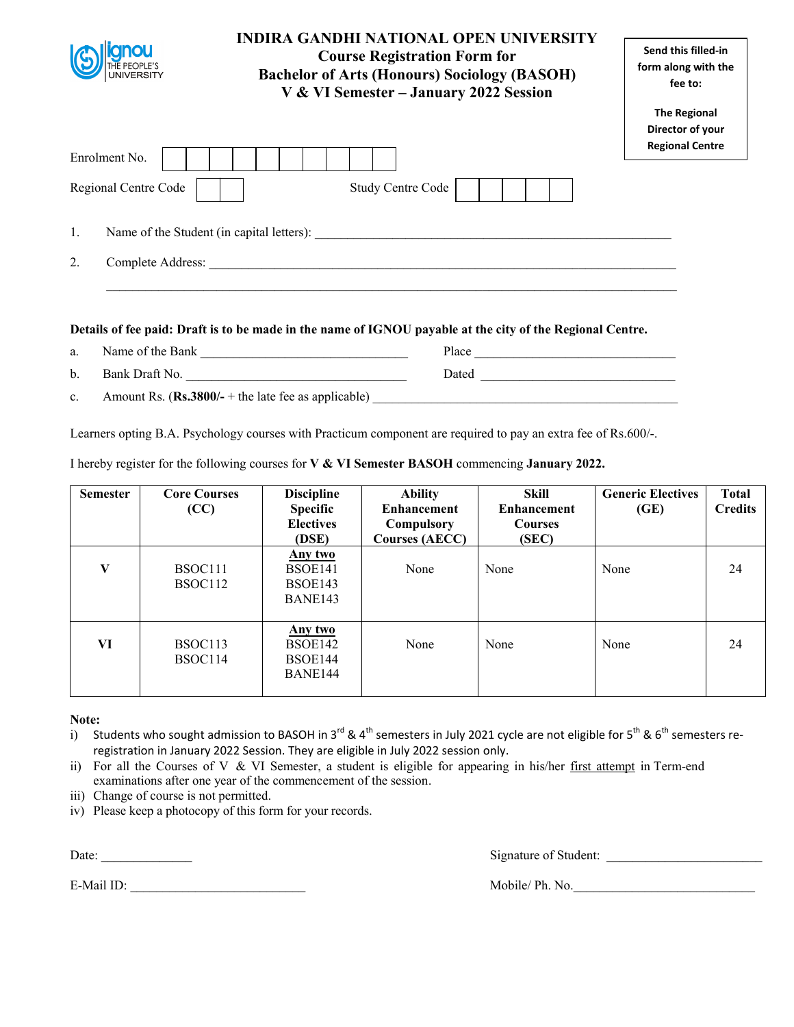# INDIRA GANDHI NATIONAL OPEN UNIVERSITY

## Course Registration Form for Bachelor of Arts (Honours) Sociology (BASOH) V & VI Semester – January 2022 Session

**Send this filled-in form along with the fee to:**

**The Regional Director of your Regional Centre**

Enrolment No. | | | | | | | | | | |

Regional Centre Code | | | Study Centre Code | | | | | |

1. Name of the Student (in capital letters): ______________________________________________

2. Complete Address: ______________________________________________________________

______________________________________________________________

**Details of fee paid: Draft is to be made in the name of IGNOU payable at the city of the Regional Centre.**

a. Name of the Bank ____________________________ Place ____________________________

b. Bank Draft No. ______________________________ Dated ____________________________

c. Amount Rs. (**Rs.3800/-** + the late fee as applicable) ________________________________________

Learners opting B.A. Psychology courses with Practicum component are required to pay an extra fee of Rs.600/-.

I hereby register for the following courses for **V & VI Semester BASOH** commencing **January 2022.**

| Semester | Core Courses (CC) | Discipline Specific Electives (DSE) | Ability Enhancement Compulsory Courses (AECC) | Skill Enhancement Courses (SEC) | Generic Electives (GE) | Total Credits |
|---|---|---|---|---|---|---|
| V | BSOC111<br>BSOC112 | <u>Any two</u><br>BSOE141<br>BSOE143<br>BANE143 | None | None | None | 24 |
| VI | BSOC113<br>BSOC114 | <u>Any two</u><br>BSOE142<br>BSOE144<br>BANE144 | None | None | None | 24 |

**Note:**

i) Students who sought admission to BASOH in 3rd & 4th semesters in July 2021 cycle are not eligible for 5th & 6th semesters re-registration in January 2022 Session. They are eligible in July 2022 session only.

ii) For all the Courses of V & VI Semester, a student is eligible for appearing in his/her <u>first attempt</u> in Term-end examinations after one year of the commencement of the session.

iii) Change of course is not permitted.

iv) Please keep a photocopy of this form for your records.

Date: ______________ Signature of Student: ________________________

E-Mail ID: ___________________________ Mobile/ Ph. No.____________________________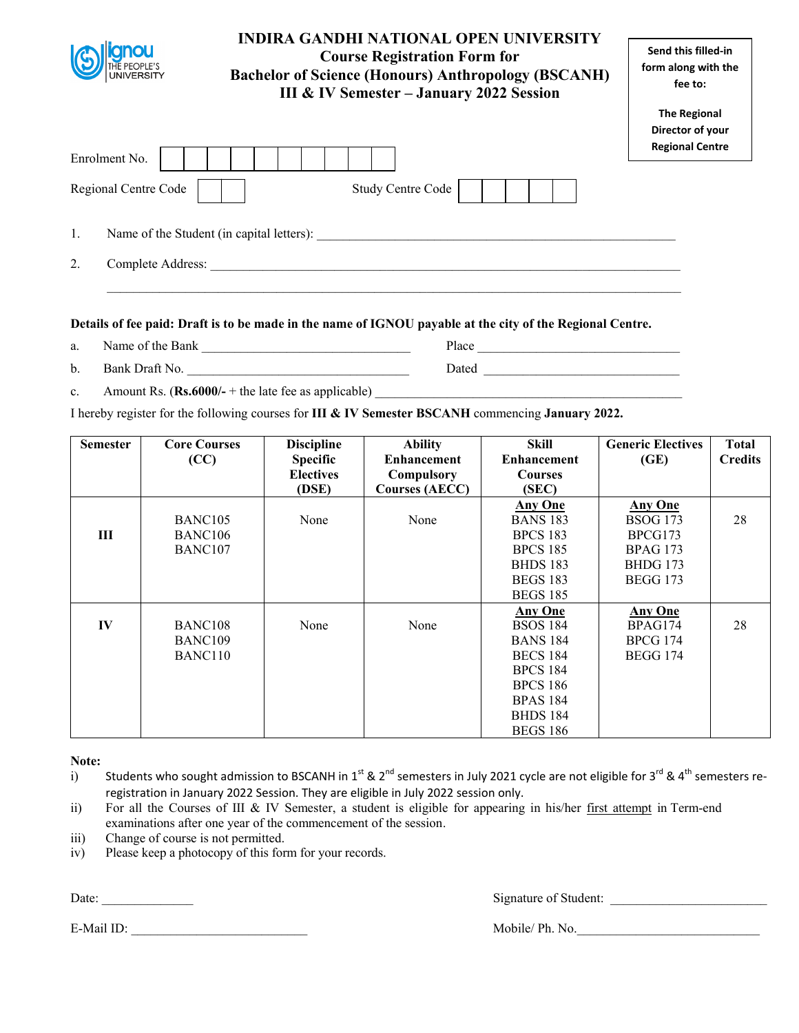# INDIRA GANDHI NATIONAL OPEN UNIVERSITY
## Course Registration Form for Bachelor of Science (Honours) Anthropology (BSCANH) III & IV Semester – January 2022 Session

**Send this filled-in form along with the fee to:**

**The Regional Director of your Regional Centre**

Enrolment No. | | | | | | | | | | |

Regional Centre Code | | | Study Centre Code | | | | | |

1. Name of the Student (in capital letters): ____________________________________________

2. Complete Address: ______________________________________________________________

______________________________________________________________

**Details of fee paid: Draft is to be made in the name of IGNOU payable at the city of the Regional Centre.**

a. Name of the Bank ______________________________ Place ______________________________

b. Bank Draft No. ______________________________ Dated ______________________________

c. Amount Rs. (**Rs.6000/-** + the late fee as applicable) ______________________________

I hereby register for the following courses for **III & IV Semester BSCANH** commencing **January 2022.**

| Semester | Core Courses (CC) | Discipline Specific Electives (DSE) | Ability Enhancement Compulsory Courses (AECC) | Skill Enhancement Courses (SEC) | Generic Electives (GE) | Total Credits |
|---|---|---|---|---|---|---|
| **III** | BANC105<br>BANC106<br>BANC107 | None | None | **Any One**<br>BANS 183<br>BPCS 183<br>BPCS 185<br>BHDS 183<br>BEGS 183<br>BEGS 185 | **Any One**<br>BSOG 173<br>BPCG173<br>BPAG 173<br>BHDG 173<br>BEGG 173 | 28 |
| **IV** | BANC108<br>BANC109<br>BANC110 | None | None | **Any One**<br>BSOS 184<br>BANS 184<br>BECS 184<br>BPCS 184<br>BPCS 186<br>BPAS 184<br>BHDS 184<br>BEGS 186 | **Any One**<br>BPAG174<br>BPCG 174<br>BEGG 174 | 28 |

**Note:**

i) Students who sought admission to BSCANH in 1st & 2nd semesters in July 2021 cycle are not eligible for 3rd & 4th semesters re-registration in January 2022 Session. They are eligible in July 2022 session only.

ii) For all the Courses of III & IV Semester, a student is eligible for appearing in his/her first attempt in Term-end examinations after one year of the commencement of the session.

iii) Change of course is not permitted.

iv) Please keep a photocopy of this form for your records.

Date: ______________ Signature of Student: ______________________

E-Mail ID: __________________________ Mobile/ Ph. No.__________________________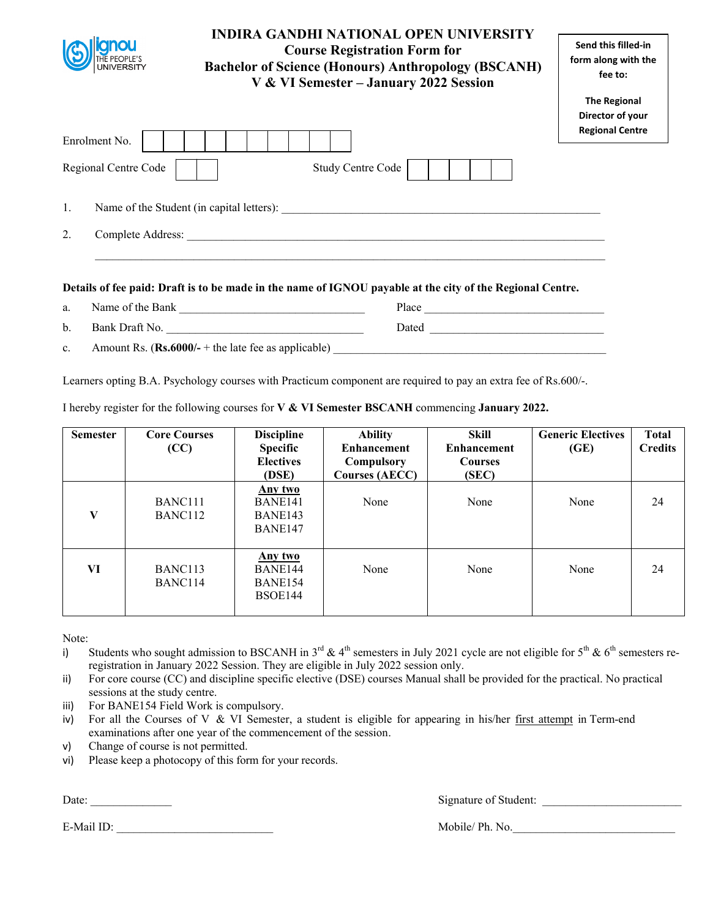# INDIRA GANDHI NATIONAL OPEN UNIVERSITY
## Course Registration Form for
## Bachelor of Science (Honours) Anthropology (BSCANH)
## V & VI Semester – January 2022 Session

**Send this filled-in form along with the fee to:**

**The Regional Director of your Regional Centre**

Enrolment No. | | | | | | | | | | |

Regional Centre Code | | | Study Centre Code | | | | | |

1. Name of the Student (in capital letters): ______________________________________________

2. Complete Address: ______________________________________________________________

______________________________________________________________

**Details of fee paid: Draft is to be made in the name of IGNOU payable at the city of the Regional Centre.**

a. Name of the Bank ____________________________ Place ____________________________

b. Bank Draft No. ____________________________ Dated ____________________________

c. Amount Rs. (**Rs.6000/-** + the late fee as applicable) ____________________________________________

Learners opting B.A. Psychology courses with Practicum component are required to pay an extra fee of Rs.600/-.

I hereby register for the following courses for **V & VI Semester BSCANH** commencing **January 2022.**

| Semester | Core Courses (CC) | Discipline Specific Electives (DSE) | Ability Enhancement Compulsory Courses (AECC) | Skill Enhancement Courses (SEC) | Generic Electives (GE) | Total Credits |
|---|---|---|---|---|---|---|
| **V** | BANC111<br>BANC112 | <u>Any two</u><br>BANE141<br>BANE143<br>BANE147 | None | None | None | 24 |
| **VI** | BANC113<br>BANC114 | <u>Any two</u><br>BANE144<br>BANE154<br>BSOE144 | None | None | None | 24 |

Note:

i) Students who sought admission to BSCANH in 3rd & 4th semesters in July 2021 cycle are not eligible for 5th & 6th semesters re-registration in January 2022 Session. They are eligible in July 2022 session only.

ii) For core course (CC) and discipline specific elective (DSE) courses Manual shall be provided for the practical. No practical sessions at the study centre.

iii) For BANE154 Field Work is compulsory.

iv) For all the Courses of V & VI Semester, a student is eligible for appearing in his/her <u>first attempt</u> in Term-end examinations after one year of the commencement of the session.

v) Change of course is not permitted.

vi) Please keep a photocopy of this form for your records.

Date: ______________ Signature of Student: ________________________

E-Mail ID: ___________________________ Mobile/ Ph. No.____________________________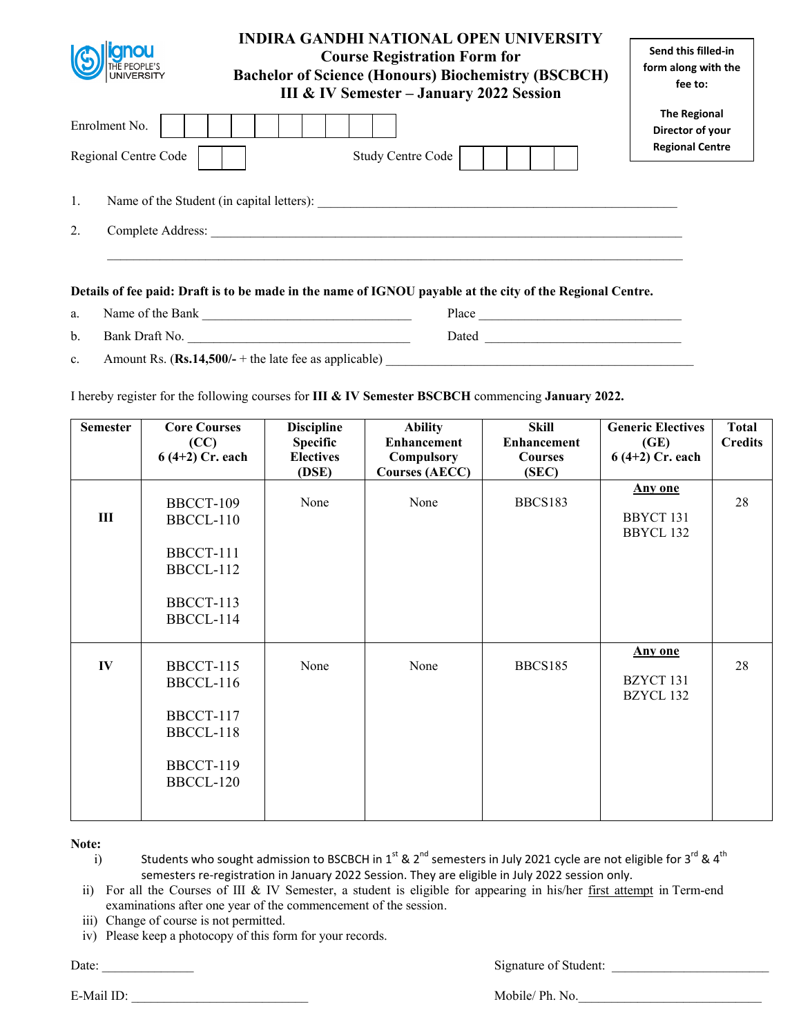# INDIRA GANDHI NATIONAL OPEN UNIVERSITY
## Course Registration Form for Bachelor of Science (Honours) Biochemistry (BSCBCH) III & IV Semester – January 2022 Session

Send this filled-in form along with the fee to:

The Regional Director of your Regional Centre

Enrolment No. | | | | | | | | | | |

Regional Centre Code | | |    Study Centre Code | | | | | |

1. Name of the Student (in capital letters): ____________________________________________

2. Complete Address: ____________________________________________________________

______________________________________________________________________________

**Details of fee paid: Draft is to be made in the name of IGNOU payable at the city of the Regional Centre.**

a. Name of the Bank ____________________________ Place ____________________________

b. Bank Draft No. ____________________________ Dated ____________________________

c. Amount Rs. (**Rs.14,500/-** + the late fee as applicable) ____________________________________

I hereby register for the following courses for **III & IV Semester BSCBCH** commencing **January 2022.**

| Semester | Core Courses (CC) 6 (4+2) Cr. each | Discipline Specific Electives (DSE) | Ability Enhancement Compulsory Courses (AECC) | Skill Enhancement Courses (SEC) | Generic Electives (GE) 6 (4+2) Cr. each | Total Credits |
|---|---|---|---|---|---|---|
| III | BBCCT-109<br>BBCCL-110<br><br>BBCCT-111<br>BBCCL-112<br><br>BBCCT-113<br>BBCCL-114 | None | None | BBCS183 | <u>**Any one**</u><br><br>BBYCT 131<br>BBYCL 132 | 28 |
| IV | BBCCT-115<br>BBCCL-116<br><br>BBCCT-117<br>BBCCL-118<br><br>BBCCT-119<br>BBCCL-120 | None | None | BBCS185 | <u>**Any one**</u><br><br>BZYCT 131<br>BZYCL 132 | 28 |

**Note:**

i) Students who sought admission to BSCBCH in 1st & 2nd semesters in July 2021 cycle are not eligible for 3rd & 4th semesters re-registration in January 2022 Session. They are eligible in July 2022 session only.

ii) For all the Courses of III & IV Semester, a student is eligible for appearing in his/her <u>first attempt</u> in Term-end examinations after one year of the commencement of the session.

iii) Change of course is not permitted.

iv) Please keep a photocopy of this form for your records.

Date: ______________    Signature of Student: ________________________

E-Mail ID: ____________________________    Mobile/ Ph. No.____________________________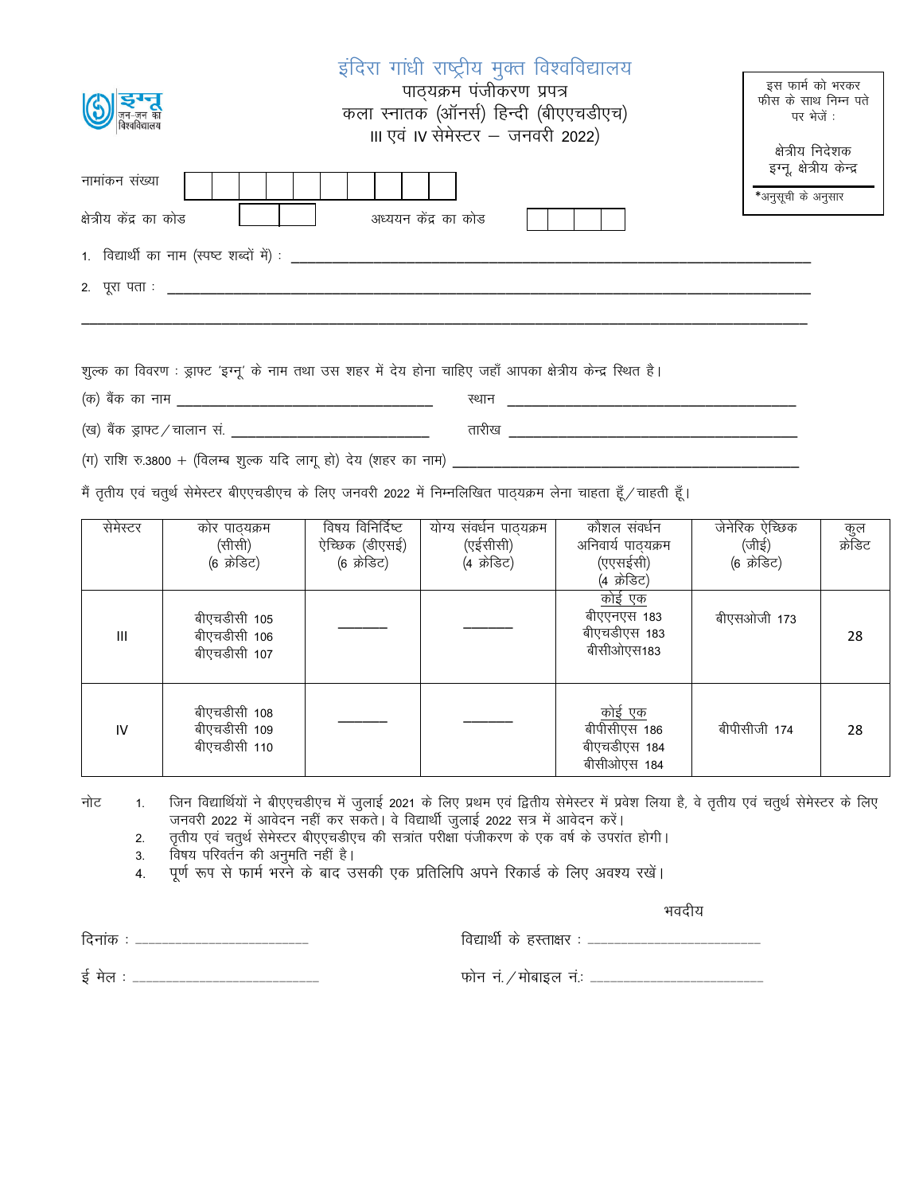इग्नू
जन-जन का
विश्वविद्यालय

# इंदिरा गांधी राष्ट्रीय मुक्त विश्वविद्यालय

## पाठ्यक्रम पंजीकरण प्रपत्र
## कला स्नातक (ऑनर्स) हिन्दी (बीएएचडीएच)
## III एवं IV सेमेस्टर – जनवरी 2022)

इस फार्म को भरकर फीस के साथ निम्न पते पर भेजें :

क्षेत्रीय निदेशक
इग्नू, क्षेत्रीय केन्द्र

*अनुसूची के अनुसार

नामांकन संख्या | | | | | | | | | | |

क्षेत्रीय केंद्र का कोड | | |    अध्ययन केंद्र का कोड | | | | |

1. विद्यार्थी का नाम (स्पष्ट शब्दों में) : ______________________________

2. पूरा पता : ______________________________

______________________________

शुल्क का विवरण : ड्राफ्ट 'इग्नू' के नाम तथा उस शहर में देय होना चाहिए जहाँ आपका क्षेत्रीय केन्द्र स्थित है।

(क) बैंक का नाम ____________________ स्थान ____________________

(ख) बैंक ड्राफ्ट/चालान सं. ____________________ तारीख ____________________

(ग) राशि रु.3800 + (विलम्ब शुल्क यदि लागू हो) देय (शहर का नाम) ____________________

मैं तृतीय एवं चतुर्थ सेमेस्टर बीएएचडीएच के लिए जनवरी 2022 में निम्नलिखित पाठ्यक्रम लेना चाहता हूँ/चाहती हूँ।

| सेमेस्टर | कोर पाठ्यक्रम (सीसी) (6 क्रेडिट) | विषय विनिर्दिष्ट ऐच्छिक (डीएसई) (6 क्रेडिट) | योग्य संवर्धन पाठ्यक्रम (एईसीसी) (4 क्रेडिट) | कौशल संवर्धन अनिवार्य पाठ्यक्रम (एसईसी) (4 क्रेडिट) | जेनेरिक ऐच्छिक (जीई) (6 क्रेडिट) | कुल क्रेडिट |
|---|---|---|---|---|---|---|
| III | बीएचडीसी 105<br>बीएचडीसी 106<br>बीएचडीसी 107 | ______ | ______ | कोई एक<br>बीएएनएस 183<br>बीएचडीएस 183<br>बीसीओएस183 | बीएसओजी 173 | 28 |
| IV | बीएचडीसी 108<br>बीएचडीसी 109<br>बीएचडीसी 110 | ______ | ______ | कोई एक<br>बीपीसीएस 186<br>बीएचडीएस 184<br>बीसीओएस 184 | बीपीसीजी 174 | 28 |

नोट
1. जिन विद्यार्थियों ने बीएएचडीएच में जुलाई 2021 के लिए प्रथम एवं द्वितीय सेमेस्टर में प्रवेश लिया है, वे तृतीय एवं चतुर्थ सेमेस्टर के लिए जनवरी 2022 में आवेदन नहीं कर सकते। वे विद्यार्थी जुलाई 2022 सत्र में आवेदन करें।
2. तृतीय एवं चतुर्थ सेमेस्टर बीएएचडीएच की सत्रांत परीक्षा पंजीकरण के एक वर्ष के उपरांत होगी।
3. विषय परिवर्तन की अनुमति नहीं है।
4. पूर्ण रूप से फार्म भरने के बाद उसकी एक प्रतिलिपि अपने रिकार्ड के लिए अवश्य रखें।

भवदीय

दिनांक : ____________________    विद्यार्थी के हस्ताक्षर : ____________________

ई मेल : ____________________    फोन नं./मोबाइल नं.: ____________________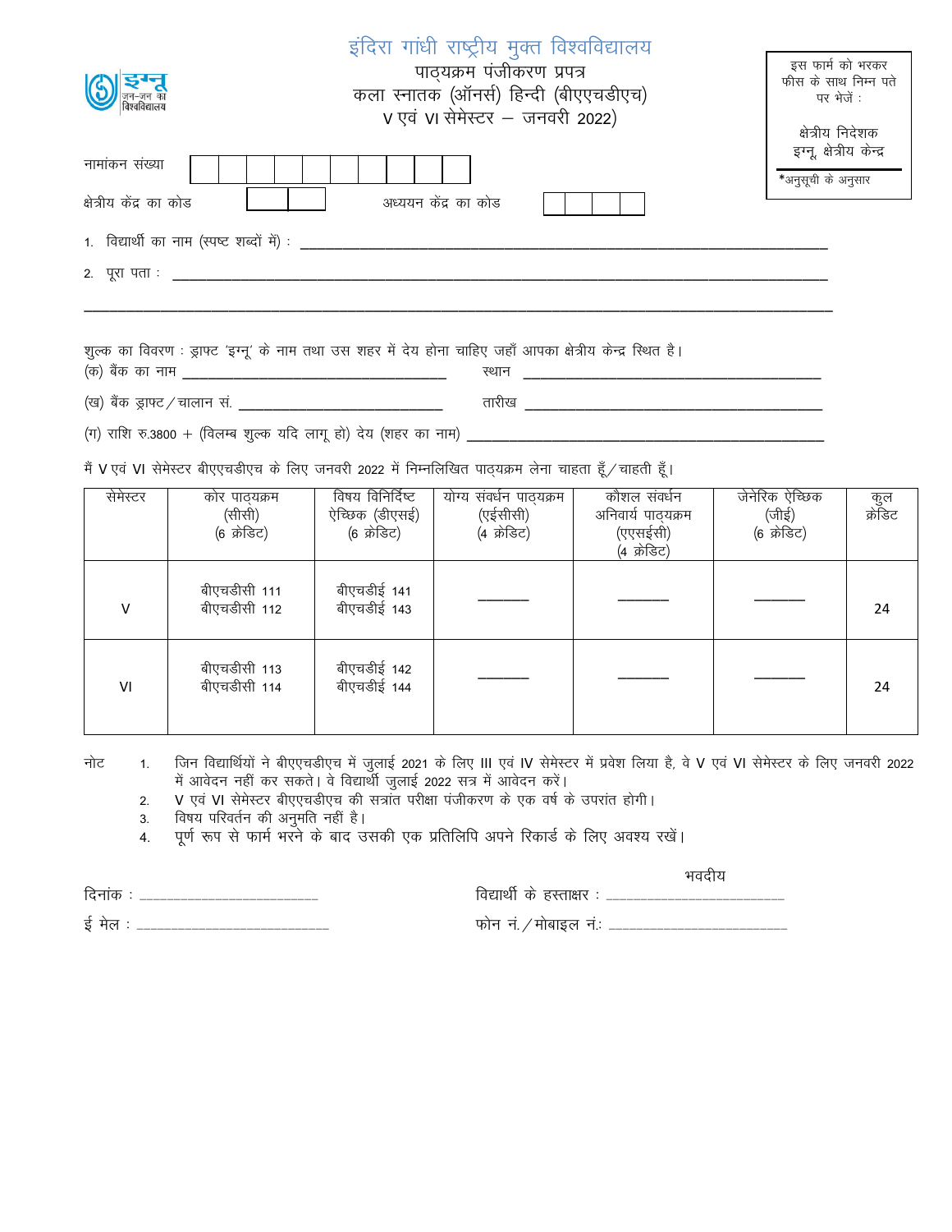इग्नू
जन-जन का
विश्वविद्यालय

# इंदिरा गांधी राष्ट्रीय मुक्त विश्वविद्यालय

## पाठ्यक्रम पंजीकरण प्रपत्र
## कला स्नातक (ऑनर्स) हिन्दी (बीएएचडीएच)
## V एवं VI सेमेस्टर – जनवरी 2022)

इस फार्म को भरकर फीस के साथ निम्न पते पर भेजें :

क्षेत्रीय निदेशक
इग्नू, क्षेत्रीय केन्द्र

*अनुसूची के अनुसार

नामांकन संख्या | | | | | | | | | | |

क्षेत्रीय केंद्र का कोड | | |     अध्ययन केंद्र का कोड | | | | |

1. विद्यार्थी का नाम (स्पष्ट शब्दों में) : ____________________________________________

2. पूरा पता : ____________________________________________

____________________________________________

शुल्क का विवरण : ड्राफ्ट 'इग्नू' के नाम तथा उस शहर में देय होना चाहिए जहाँ आपका क्षेत्रीय केन्द्र स्थित है।

(क) बैंक का नाम ______________________ स्थान ______________________

(ख) बैंक ड्राफ्ट/चालान सं. ______________________ तारीख ______________________

(ग) राशि रु.3800 + (विलम्ब शुल्क यदि लागू हो) देय (शहर का नाम) ______________________

मैं V एवं VI सेमेस्टर बीएएचडीएच के लिए जनवरी 2022 में निम्नलिखित पाठ्यक्रम लेना चाहता हूँ/चाहती हूँ।

| सेमेस्टर | कोर पाठ्यक्रम (सीसी) (6 क्रेडिट) | विषय विनिर्दिष्ट ऐच्छिक (डीएसई) (6 क्रेडिट) | योग्य संवर्धन पाठ्यक्रम (एईसीसी) (4 क्रेडिट) | कौशल संवर्धन अनिवार्य पाठ्यक्रम (एसईसी) (4 क्रेडिट) | जेनेरिक ऐच्छिक (जीई) (6 क्रेडिट) | कुल क्रेडिट |
|---|---|---|---|---|---|---|
| V | बीएचडीसी 111<br>बीएचडीसी 112 | बीएचडीई 141<br>बीएचडीई 143 | ______ | ______ | ______ | 24 |
| VI | बीएचडीसी 113<br>बीएचडीसी 114 | बीएचडीई 142<br>बीएचडीई 144 | ______ | ______ | ______ | 24 |

नोट

1. जिन विद्यार्थियों ने बीएएचडीएच में जुलाई 2021 के लिए III एवं IV सेमेस्टर में प्रवेश लिया है, वे V एवं VI सेमेस्टर के लिए जनवरी 2022 में आवेदन नहीं कर सकते। वे विद्यार्थी जुलाई 2022 सत्र में आवेदन करें।
2. V एवं VI सेमेस्टर बीएएचडीएच की सत्रांत परीक्षा पंजीकरण के एक वर्ष के उपरांत होगी।
3. विषय परिवर्तन की अनुमति नहीं है।
4. पूर्ण रूप से फार्म भरने के बाद उसकी एक प्रतिलिपि अपने रिकार्ड के लिए अवश्य रखें।

भवदीय

दिनांक : ______________________ विद्यार्थी के हस्ताक्षर : ______________________

ई मेल : ______________________ फोन नं./मोबाइल नं.: ______________________